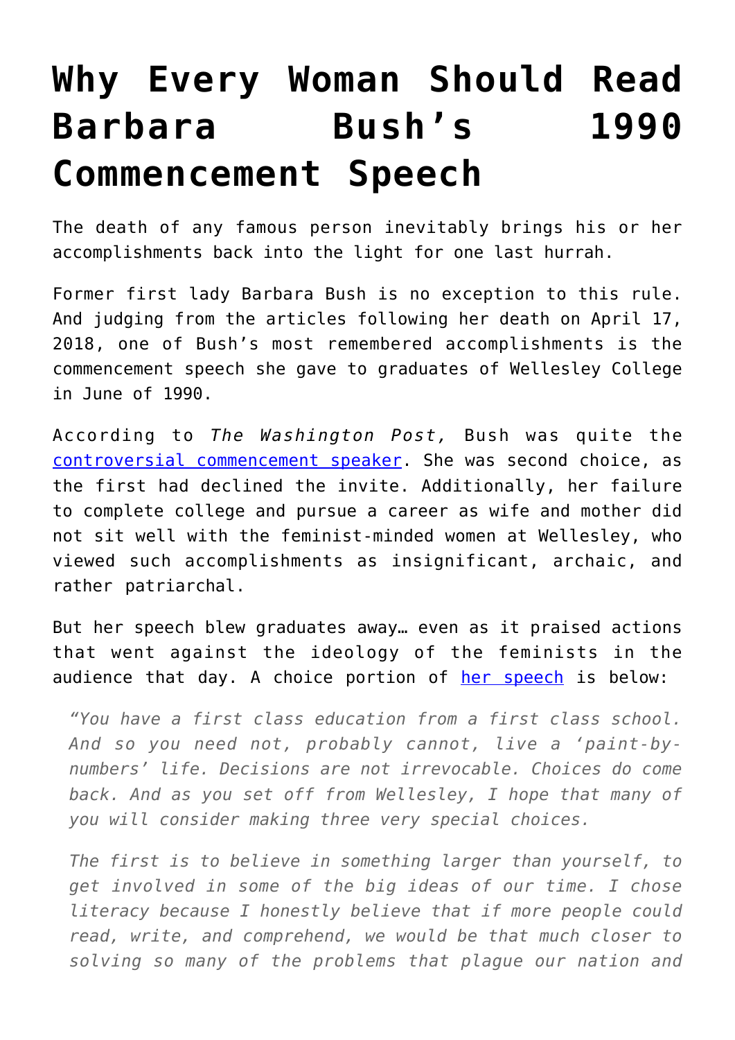# Why Every Woman Should Read Barbara Bush's 1990 Commencement Speech

The death of any famous person inevitably brings his or her accomplishments back into the light for one last hurrah.

Former first lady Barbara Bush is no exception to this rule. And judging from the articles following her death on April 17, 2018, one of Bush's most remembered accomplishments is the commencement speech she gave to graduates of Wellesley College in June of 1990.

According to *The Washington Post,* Bush was quite the [controversial commencement speaker](). She was second choice, as the first had declined the invite. Additionally, her failure to complete college and pursue a career as wife and mother did not sit well with the feminist-minded women at Wellesley, who viewed such accomplishments as insignificant, archaic, and rather patriarchal.

But her speech blew graduates away… even as it praised actions that went against the ideology of the feminists in the audience that day. A choice portion of [her speech]() is below:

> *"You have a first class education from a first class school. And so you need not, probably cannot, live a 'paint-by-numbers' life. Decisions are not irrevocable. Choices do come back. And as you set off from Wellesley, I hope that many of you will consider making three very special choices.*
>
> *The first is to believe in something larger than yourself, to get involved in some of the big ideas of our time. I chose literacy because I honestly believe that if more people could read, write, and comprehend, we would be that much closer to solving so many of the problems that plague our nation and*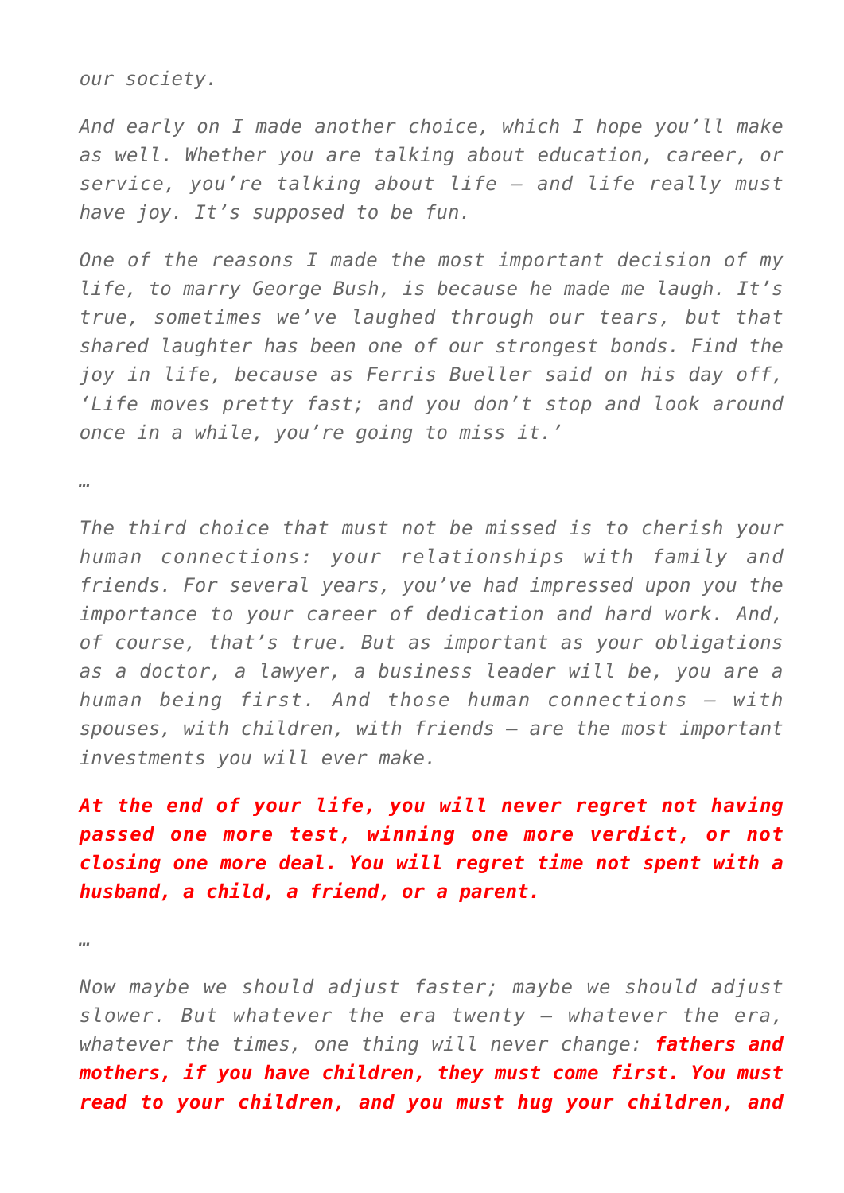*our society.*

*And early on I made another choice, which I hope you'll make as well. Whether you are talking about education, career, or service, you're talking about life — and life really must have joy. It's supposed to be fun.*

*One of the reasons I made the most important decision of my life, to marry George Bush, is because he made me laugh. It's true, sometimes we've laughed through our tears, but that shared laughter has been one of our strongest bonds. Find the joy in life, because as Ferris Bueller said on his day off, 'Life moves pretty fast; and you don't stop and look around once in a while, you're going to miss it.'*

*…*

*The third choice that must not be missed is to cherish your human connections: your relationships with family and friends. For several years, you've had impressed upon you the importance to your career of dedication and hard work. And, of course, that's true. But as important as your obligations as a doctor, a lawyer, a business leader will be, you are a human being first. And those human connections — with spouses, with children, with friends — are the most important investments you will ever make.*

***At the end of your life, you will never regret not having passed one more test, winning one more verdict, or not closing one more deal. You will regret time not spent with a husband, a child, a friend, or a parent.***

*…*

*Now maybe we should adjust faster; maybe we should adjust slower. But whatever the era twenty — whatever the era, whatever the times, one thing will never change:* ***fathers and mothers, if you have children, they must come first. You must read to your children, and you must hug your children, and***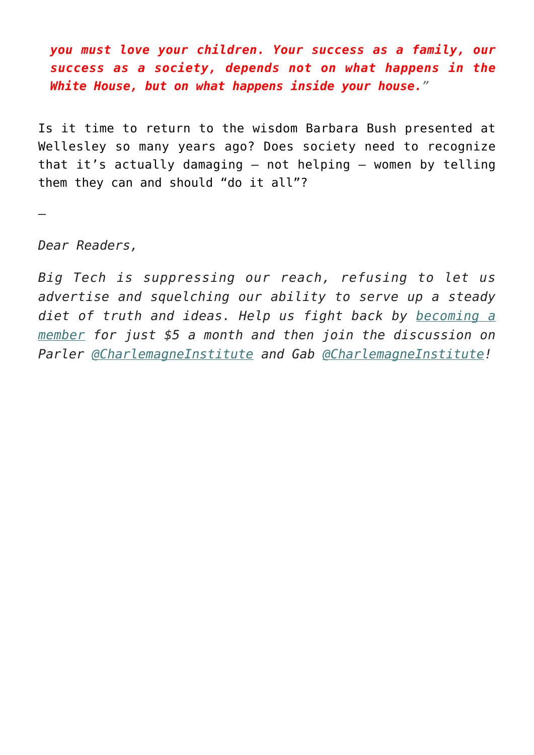*you must love your children. Your success as a family, our success as a society, depends not on what happens in the White House, but on what happens inside your house.*"

Is it time to return to the wisdom Barbara Bush presented at Wellesley so many years ago? Does society need to recognize that it's actually damaging – not helping – women by telling them they can and should "do it all"?

—

*Dear Readers,*

*Big Tech is suppressing our reach, refusing to let us advertise and squelching our ability to serve up a steady diet of truth and ideas. Help us fight back by becoming a member for just $5 a month and then join the discussion on Parler @CharlemagneInstitute and Gab @CharlemagneInstitute!*